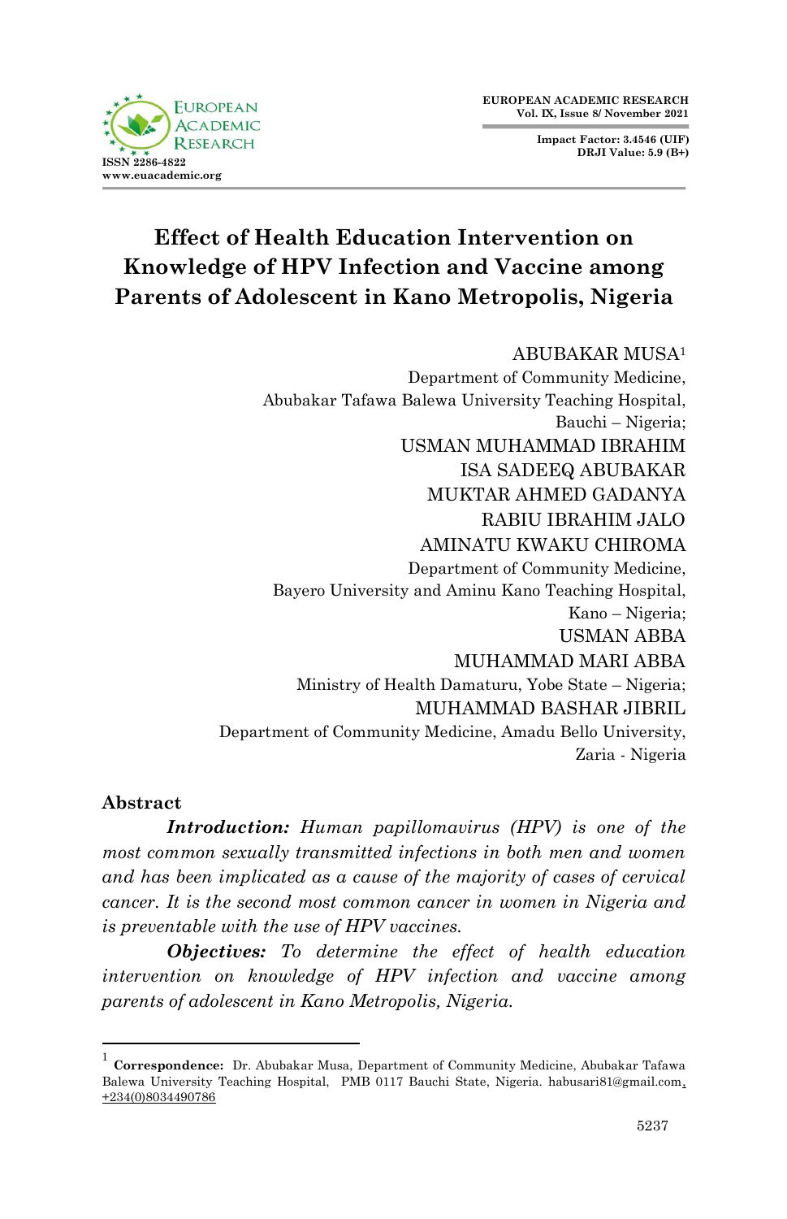# Effect of Health Education Intervention on Knowledge of HPV Infection and Vaccine among Parents of Adolescent in Kano Metropolis, Nigeria

ABUBAKAR MUSA[1]
Department of Community Medicine,
Abubakar Tafawa Balewa University Teaching Hospital,
Bauchi – Nigeria;

USMAN MUHAMMAD IBRAHIM
ISA SADEEQ ABUBAKAR
MUKTAR AHMED GADANYA
RABIU IBRAHIM JALO
AMINATU KWAKU CHIROMA
Department of Community Medicine,
Bayero University and Aminu Kano Teaching Hospital,
Kano – Nigeria;

USMAN ABBA
MUHAMMAD MARI ABBA
Ministry of Health Damaturu, Yobe State – Nigeria;

MUHAMMAD BASHAR JIBRIL
Department of Community Medicine, Amadu Bello University,
Zaria - Nigeria

## Abstract

***Introduction:*** *Human papillomavirus (HPV) is one of the most common sexually transmitted infections in both men and women and has been implicated as a cause of the majority of cases of cervical cancer. It is the second most common cancer in women in Nigeria and is preventable with the use of HPV vaccines.*

***Objectives:*** *To determine the effect of health education intervention on knowledge of HPV infection and vaccine among parents of adolescent in Kano Metropolis, Nigeria.*

---

[1] **Correspondence:** Dr. Abubakar Musa, Department of Community Medicine, Abubakar Tafawa Balewa University Teaching Hospital, PMB 0117 Bauchi State, Nigeria. habusari81@gmail.com, +234(0)8034490786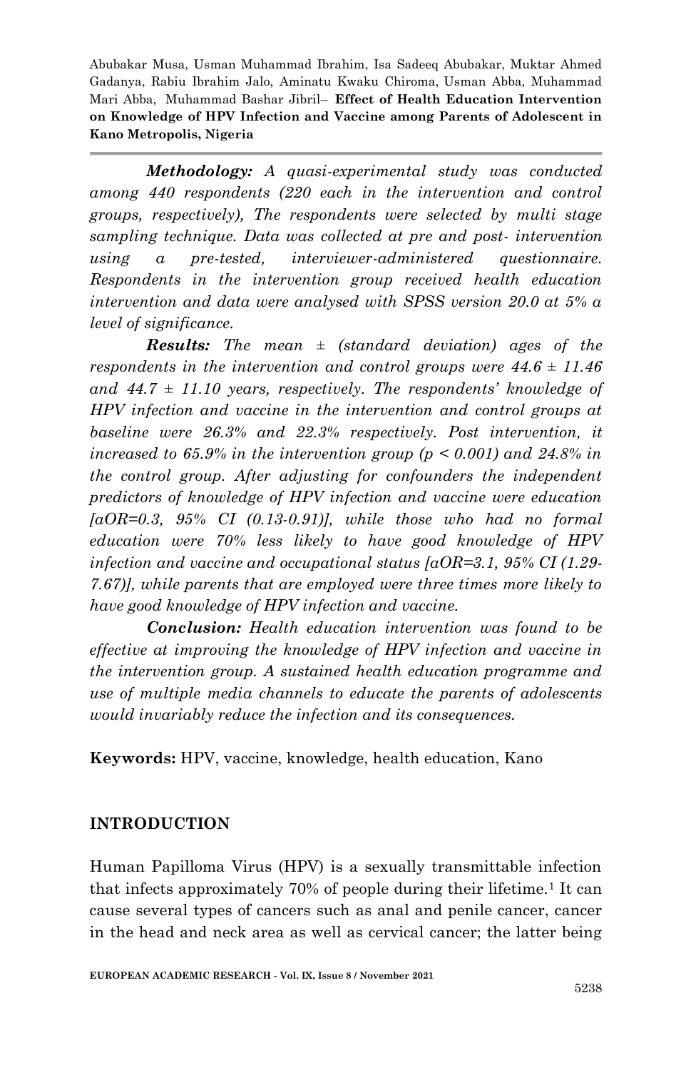***Methodology:*** *A quasi-experimental study was conducted among 440 respondents (220 each in the intervention and control groups, respectively), The respondents were selected by multi stage sampling technique. Data was collected at pre and post- intervention using a pre-tested, interviewer-administered questionnaire. Respondents in the intervention group received health education intervention and data were analysed with SPSS version 20.0 at 5% a level of significance.*

***Results:*** *The mean ± (standard deviation) ages of the respondents in the intervention and control groups were 44.6 ± 11.46 and 44.7 ± 11.10 years, respectively. The respondents' knowledge of HPV infection and vaccine in the intervention and control groups at baseline were 26.3% and 22.3% respectively. Post intervention, it increased to 65.9% in the intervention group (p < 0.001) and 24.8% in the control group. After adjusting for confounders the independent predictors of knowledge of HPV infection and vaccine were education [aOR=0.3, 95% CI (0.13-0.91)], while those who had no formal education were 70% less likely to have good knowledge of HPV infection and vaccine and occupational status [aOR=3.1, 95% CI (1.29-7.67)], while parents that are employed were three times more likely to have good knowledge of HPV infection and vaccine.*

***Conclusion:*** *Health education intervention was found to be effective at improving the knowledge of HPV infection and vaccine in the intervention group. A sustained health education programme and use of multiple media channels to educate the parents of adolescents would invariably reduce the infection and its consequences.*

**Keywords:** HPV, vaccine, knowledge, health education, Kano

## INTRODUCTION

Human Papilloma Virus (HPV) is a sexually transmittable infection that infects approximately 70% of people during their lifetime.[1] It can cause several types of cancers such as anal and penile cancer, cancer in the head and neck area as well as cervical cancer; the latter being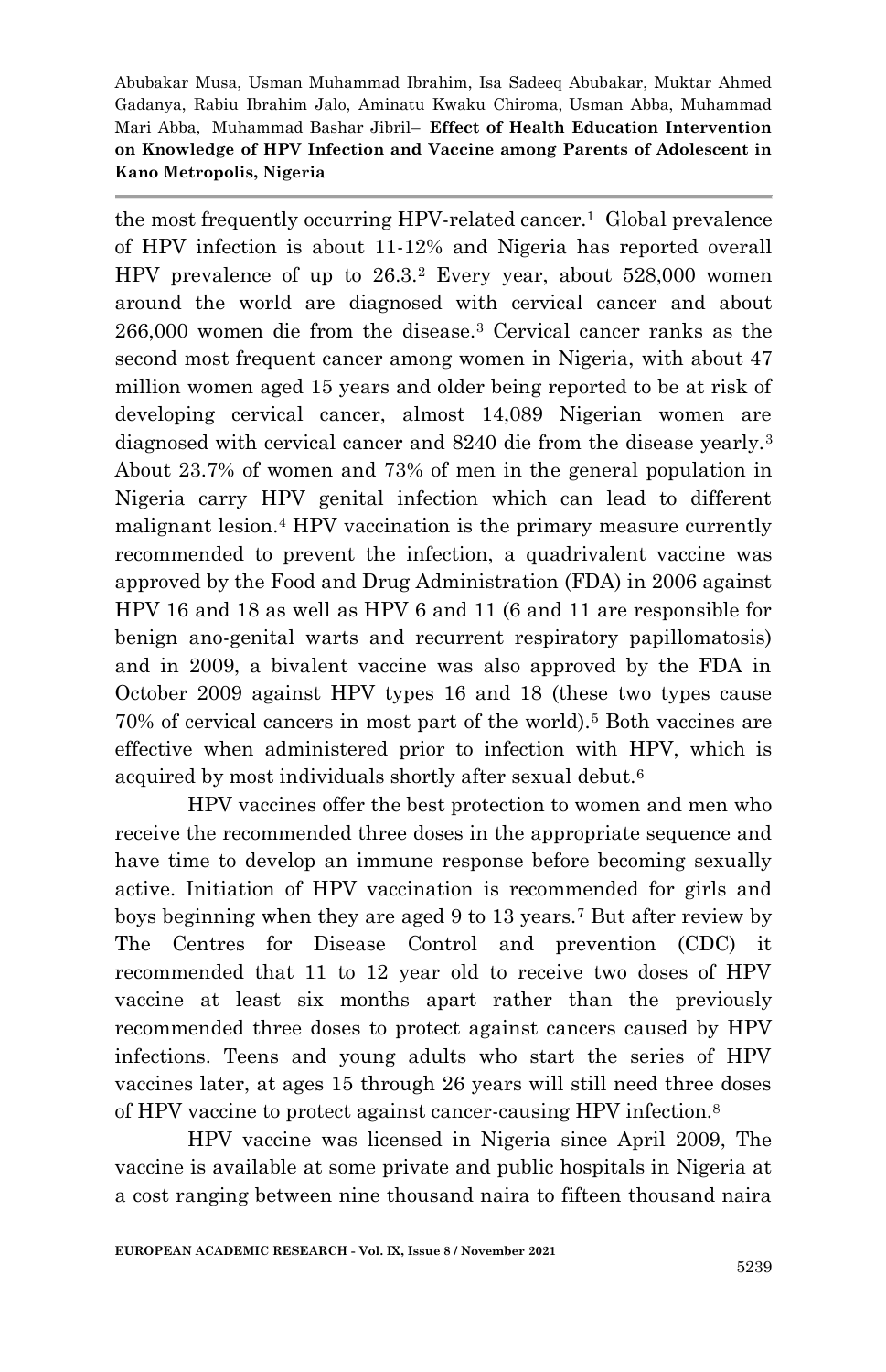the most frequently occurring HPV-related cancer.[1] Global prevalence of HPV infection is about 11-12% and Nigeria has reported overall HPV prevalence of up to 26.3.[2] Every year, about 528,000 women around the world are diagnosed with cervical cancer and about 266,000 women die from the disease.[3] Cervical cancer ranks as the second most frequent cancer among women in Nigeria, with about 47 million women aged 15 years and older being reported to be at risk of developing cervical cancer, almost 14,089 Nigerian women are diagnosed with cervical cancer and 8240 die from the disease yearly.[3] About 23.7% of women and 73% of men in the general population in Nigeria carry HPV genital infection which can lead to different malignant lesion.[4] HPV vaccination is the primary measure currently recommended to prevent the infection, a quadrivalent vaccine was approved by the Food and Drug Administration (FDA) in 2006 against HPV 16 and 18 as well as HPV 6 and 11 (6 and 11 are responsible for benign ano-genital warts and recurrent respiratory papillomatosis) and in 2009, a bivalent vaccine was also approved by the FDA in October 2009 against HPV types 16 and 18 (these two types cause 70% of cervical cancers in most part of the world).[5] Both vaccines are effective when administered prior to infection with HPV, which is acquired by most individuals shortly after sexual debut.[6]

HPV vaccines offer the best protection to women and men who receive the recommended three doses in the appropriate sequence and have time to develop an immune response before becoming sexually active. Initiation of HPV vaccination is recommended for girls and boys beginning when they are aged 9 to 13 years.[7] But after review by The Centres for Disease Control and prevention (CDC) it recommended that 11 to 12 year old to receive two doses of HPV vaccine at least six months apart rather than the previously recommended three doses to protect against cancers caused by HPV infections. Teens and young adults who start the series of HPV vaccines later, at ages 15 through 26 years will still need three doses of HPV vaccine to protect against cancer-causing HPV infection.[8]

HPV vaccine was licensed in Nigeria since April 2009, The vaccine is available at some private and public hospitals in Nigeria at a cost ranging between nine thousand naira to fifteen thousand naira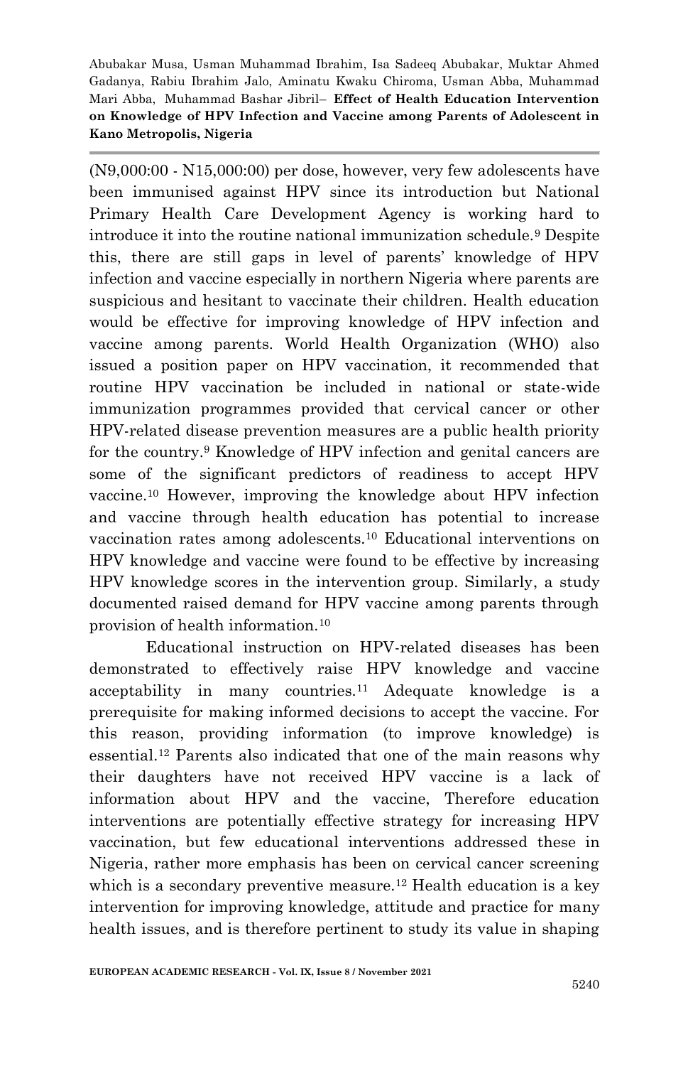(N9,000:00 - N15,000:00) per dose, however, very few adolescents have been immunised against HPV since its introduction but National Primary Health Care Development Agency is working hard to introduce it into the routine national immunization schedule.[9] Despite this, there are still gaps in level of parents' knowledge of HPV infection and vaccine especially in northern Nigeria where parents are suspicious and hesitant to vaccinate their children. Health education would be effective for improving knowledge of HPV infection and vaccine among parents. World Health Organization (WHO) also issued a position paper on HPV vaccination, it recommended that routine HPV vaccination be included in national or state-wide immunization programmes provided that cervical cancer or other HPV-related disease prevention measures are a public health priority for the country.[9] Knowledge of HPV infection and genital cancers are some of the significant predictors of readiness to accept HPV vaccine.[10] However, improving the knowledge about HPV infection and vaccine through health education has potential to increase vaccination rates among adolescents.[10] Educational interventions on HPV knowledge and vaccine were found to be effective by increasing HPV knowledge scores in the intervention group. Similarly, a study documented raised demand for HPV vaccine among parents through provision of health information.[10]

Educational instruction on HPV-related diseases has been demonstrated to effectively raise HPV knowledge and vaccine acceptability in many countries.[11] Adequate knowledge is a prerequisite for making informed decisions to accept the vaccine. For this reason, providing information (to improve knowledge) is essential.[12] Parents also indicated that one of the main reasons why their daughters have not received HPV vaccine is a lack of information about HPV and the vaccine, Therefore education interventions are potentially effective strategy for increasing HPV vaccination, but few educational interventions addressed these in Nigeria, rather more emphasis has been on cervical cancer screening which is a secondary preventive measure.[12] Health education is a key intervention for improving knowledge, attitude and practice for many health issues, and is therefore pertinent to study its value in shaping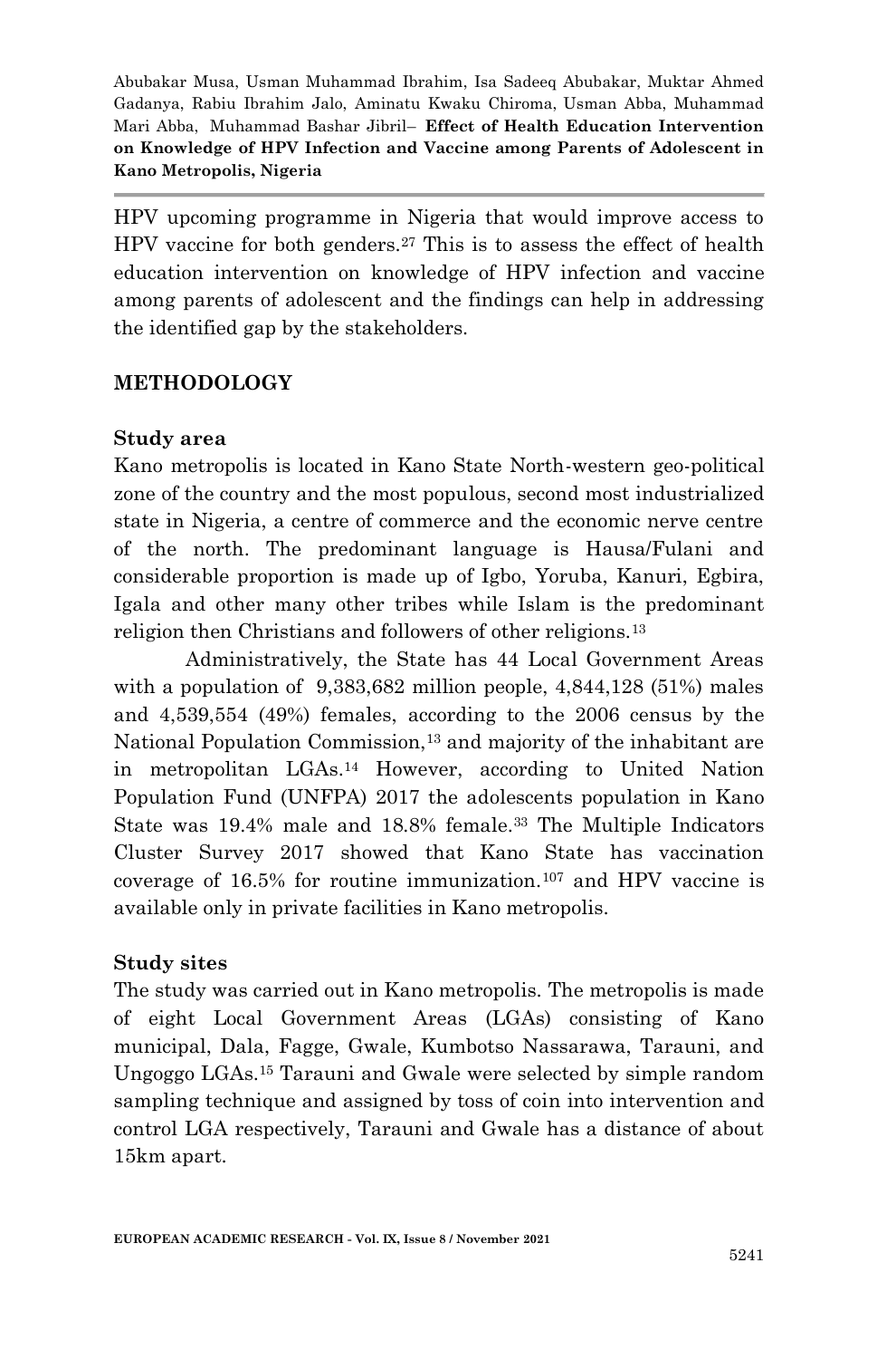HPV upcoming programme in Nigeria that would improve access to HPV vaccine for both genders.[27] This is to assess the effect of health education intervention on knowledge of HPV infection and vaccine among parents of adolescent and the findings can help in addressing the identified gap by the stakeholders.

## METHODOLOGY

### Study area

Kano metropolis is located in Kano State North-western geo-political zone of the country and the most populous, second most industrialized state in Nigeria, a centre of commerce and the economic nerve centre of the north. The predominant language is Hausa/Fulani and considerable proportion is made up of Igbo, Yoruba, Kanuri, Egbira, Igala and other many other tribes while Islam is the predominant religion then Christians and followers of other religions.[13]

Administratively, the State has 44 Local Government Areas with a population of 9,383,682 million people, 4,844,128 (51%) males and 4,539,554 (49%) females, according to the 2006 census by the National Population Commission,[13] and majority of the inhabitant are in metropolitan LGAs.[14] However, according to United Nation Population Fund (UNFPA) 2017 the adolescents population in Kano State was 19.4% male and 18.8% female.[33] The Multiple Indicators Cluster Survey 2017 showed that Kano State has vaccination coverage of 16.5% for routine immunization.[107] and HPV vaccine is available only in private facilities in Kano metropolis.

### Study sites

The study was carried out in Kano metropolis. The metropolis is made of eight Local Government Areas (LGAs) consisting of Kano municipal, Dala, Fagge, Gwale, Kumbotso Nassarawa, Tarauni, and Ungoggo LGAs.[15] Tarauni and Gwale were selected by simple random sampling technique and assigned by toss of coin into intervention and control LGA respectively, Tarauni and Gwale has a distance of about 15km apart.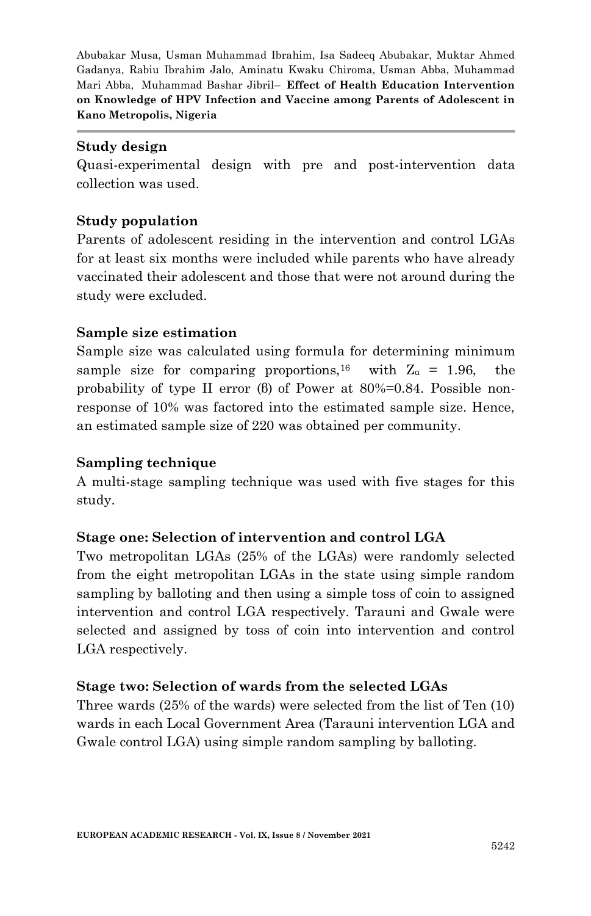**Study design**

Quasi-experimental design with pre and post-intervention data collection was used.

**Study population**

Parents of adolescent residing in the intervention and control LGAs for at least six months were included while parents who have already vaccinated their adolescent and those that were not around during the study were excluded.

**Sample size estimation**

Sample size was calculated using formula for determining minimum sample size for comparing proportions,[16] with $Z_\alpha$ = 1.96, the probability of type II error (ß) of Power at 80%=0.84. Possible non-response of 10% was factored into the estimated sample size. Hence, an estimated sample size of 220 was obtained per community.

**Sampling technique**

A multi-stage sampling technique was used with five stages for this study.

**Stage one: Selection of intervention and control LGA**

Two metropolitan LGAs (25% of the LGAs) were randomly selected from the eight metropolitan LGAs in the state using simple random sampling by balloting and then using a simple toss of coin to assigned intervention and control LGA respectively. Tarauni and Gwale were selected and assigned by toss of coin into intervention and control LGA respectively.

**Stage two: Selection of wards from the selected LGAs**

Three wards (25% of the wards) were selected from the list of Ten (10) wards in each Local Government Area (Tarauni intervention LGA and Gwale control LGA) using simple random sampling by balloting.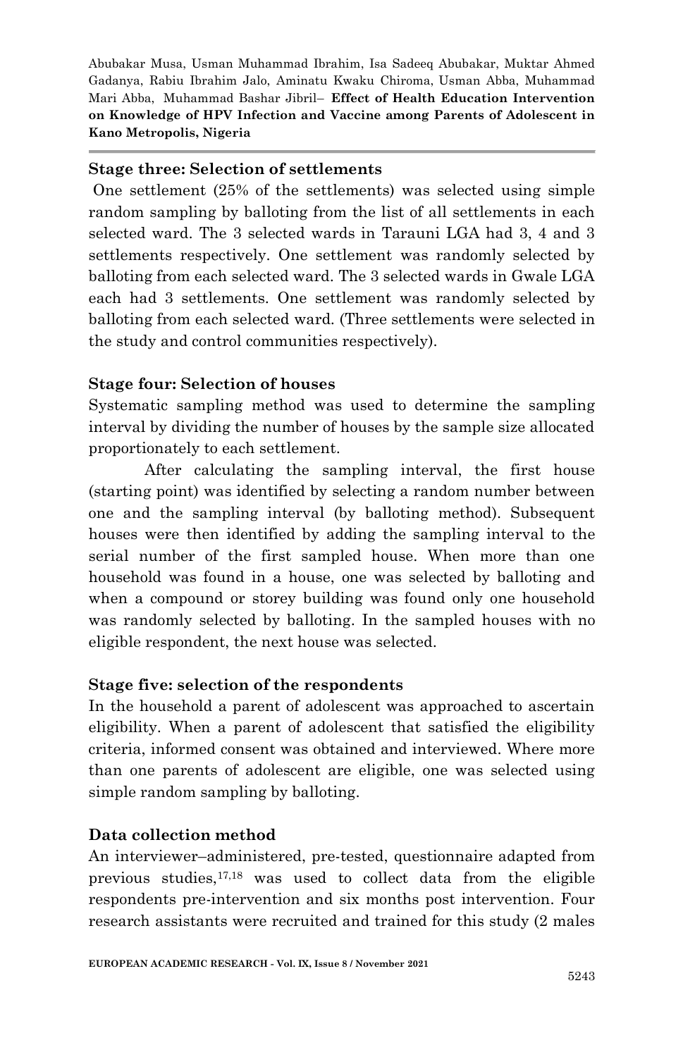**Stage three: Selection of settlements**

One settlement (25% of the settlements) was selected using simple random sampling by balloting from the list of all settlements in each selected ward. The 3 selected wards in Tarauni LGA had 3, 4 and 3 settlements respectively. One settlement was randomly selected by balloting from each selected ward. The 3 selected wards in Gwale LGA each had 3 settlements. One settlement was randomly selected by balloting from each selected ward. (Three settlements were selected in the study and control communities respectively).

**Stage four: Selection of houses**

Systematic sampling method was used to determine the sampling interval by dividing the number of houses by the sample size allocated proportionately to each settlement.

After calculating the sampling interval, the first house (starting point) was identified by selecting a random number between one and the sampling interval (by balloting method). Subsequent houses were then identified by adding the sampling interval to the serial number of the first sampled house. When more than one household was found in a house, one was selected by balloting and when a compound or storey building was found only one household was randomly selected by balloting. In the sampled houses with no eligible respondent, the next house was selected.

**Stage five: selection of the respondents**

In the household a parent of adolescent was approached to ascertain eligibility. When a parent of adolescent that satisfied the eligibility criteria, informed consent was obtained and interviewed. Where more than one parents of adolescent are eligible, one was selected using simple random sampling by balloting.

**Data collection method**

An interviewer–administered, pre-tested, questionnaire adapted from previous studies,[17,18] was used to collect data from the eligible respondents pre-intervention and six months post intervention. Four research assistants were recruited and trained for this study (2 males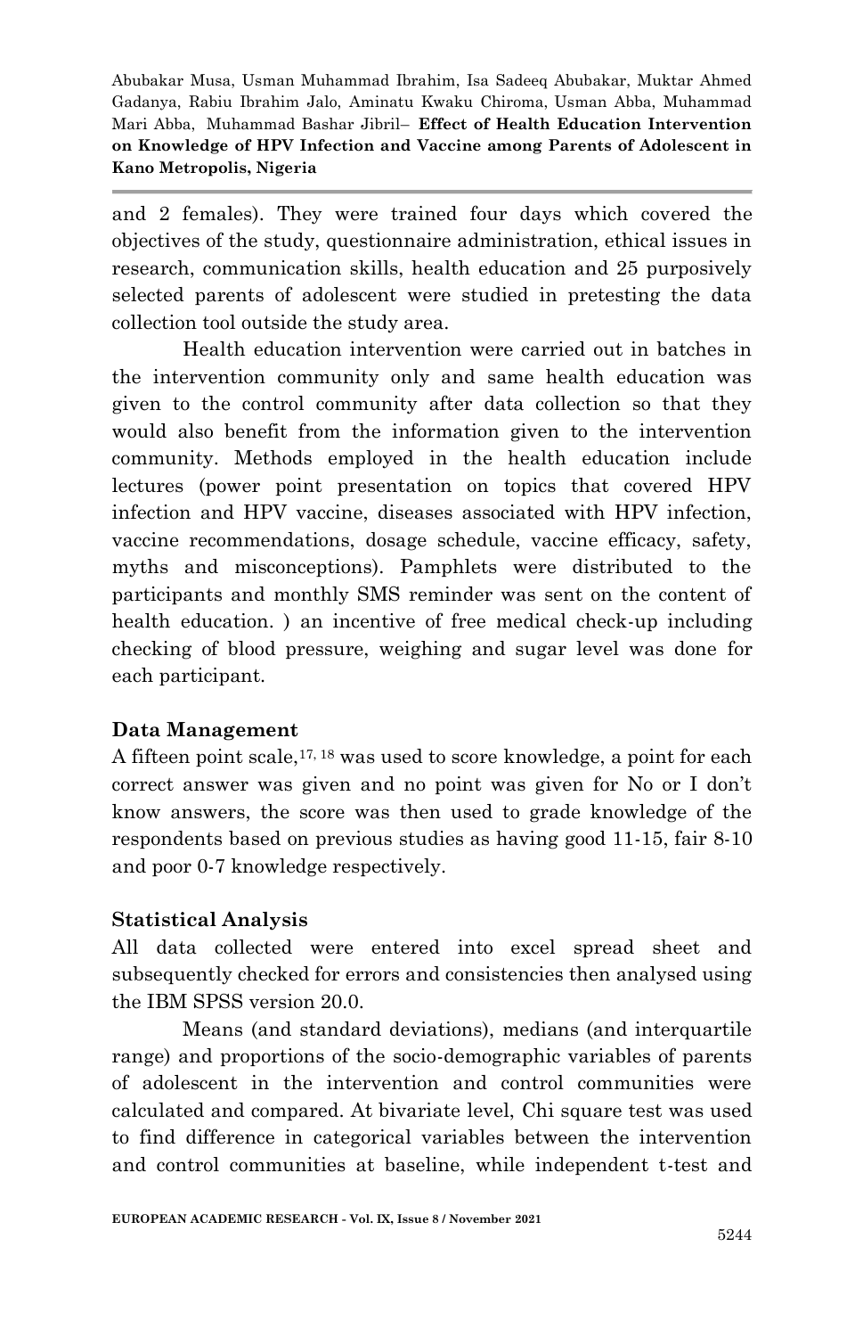and 2 females). They were trained four days which covered the objectives of the study, questionnaire administration, ethical issues in research, communication skills, health education and 25 purposively selected parents of adolescent were studied in pretesting the data collection tool outside the study area.

Health education intervention were carried out in batches in the intervention community only and same health education was given to the control community after data collection so that they would also benefit from the information given to the intervention community. Methods employed in the health education include lectures (power point presentation on topics that covered HPV infection and HPV vaccine, diseases associated with HPV infection, vaccine recommendations, dosage schedule, vaccine efficacy, safety, myths and misconceptions). Pamphlets were distributed to the participants and monthly SMS reminder was sent on the content of health education. ) an incentive of free medical check-up including checking of blood pressure, weighing and sugar level was done for each participant.

### Data Management

A fifteen point scale,[17, 18] was used to score knowledge, a point for each correct answer was given and no point was given for No or I don't know answers, the score was then used to grade knowledge of the respondents based on previous studies as having good 11-15, fair 8-10 and poor 0-7 knowledge respectively.

### Statistical Analysis

All data collected were entered into excel spread sheet and subsequently checked for errors and consistencies then analysed using the IBM SPSS version 20.0.

Means (and standard deviations), medians (and interquartile range) and proportions of the socio-demographic variables of parents of adolescent in the intervention and control communities were calculated and compared. At bivariate level, Chi square test was used to find difference in categorical variables between the intervention and control communities at baseline, while independent t-test and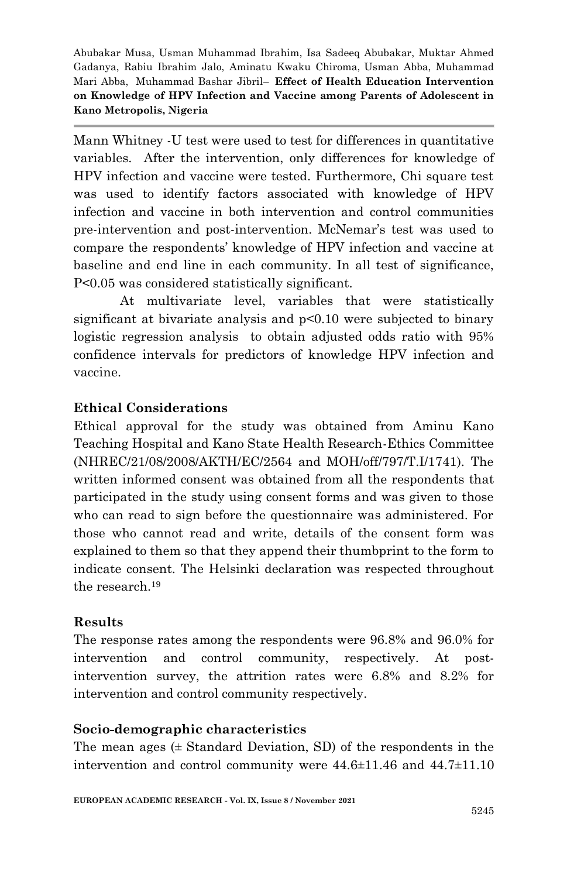Mann Whitney -U test were used to test for differences in quantitative variables. After the intervention, only differences for knowledge of HPV infection and vaccine were tested. Furthermore, Chi square test was used to identify factors associated with knowledge of HPV infection and vaccine in both intervention and control communities pre-intervention and post-intervention. McNemar's test was used to compare the respondents' knowledge of HPV infection and vaccine at baseline and end line in each community. In all test of significance, $P<0.05$ was considered statistically significant.

At multivariate level, variables that were statistically significant at bivariate analysis and $p<0.10$ were subjected to binary logistic regression analysis to obtain adjusted odds ratio with 95% confidence intervals for predictors of knowledge HPV infection and vaccine.

### Ethical Considerations

Ethical approval for the study was obtained from Aminu Kano Teaching Hospital and Kano State Health Research-Ethics Committee (NHREC/21/08/2008/AKTH/EC/2564 and MOH/off/797/T.I/1741). The written informed consent was obtained from all the respondents that participated in the study using consent forms and was given to those who can read to sign before the questionnaire was administered. For those who cannot read and write, details of the consent form was explained to them so that they append their thumbprint to the form to indicate consent. The Helsinki declaration was respected throughout the research.[19]

## Results

The response rates among the respondents were 96.8% and 96.0% for intervention and control community, respectively. At post-intervention survey, the attrition rates were 6.8% and 8.2% for intervention and control community respectively.

### Socio-demographic characteristics

The mean ages (± Standard Deviation, SD) of the respondents in the intervention and control community were 44.6±11.46 and 44.7±11.10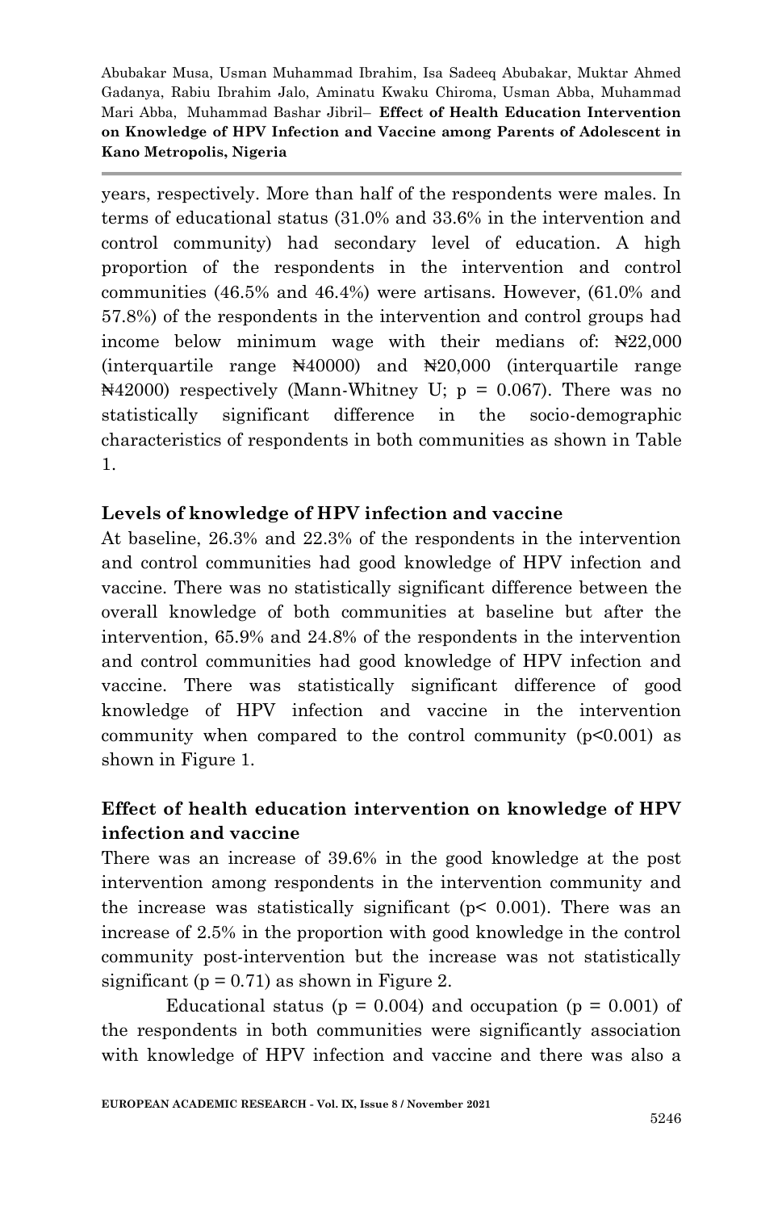years, respectively. More than half of the respondents were males. In terms of educational status (31.0% and 33.6% in the intervention and control community) had secondary level of education. A high proportion of the respondents in the intervention and control communities (46.5% and 46.4%) were artisans. However, (61.0% and 57.8%) of the respondents in the intervention and control groups had income below minimum wage with their medians of: ₦22,000 (interquartile range ₦40000) and ₦20,000 (interquartile range ₦42000) respectively (Mann-Whitney U; $p = 0.067$). There was no statistically significant difference in the socio-demographic characteristics of respondents in both communities as shown in Table 1.

### Levels of knowledge of HPV infection and vaccine

At baseline, 26.3% and 22.3% of the respondents in the intervention and control communities had good knowledge of HPV infection and vaccine. There was no statistically significant difference between the overall knowledge of both communities at baseline but after the intervention, 65.9% and 24.8% of the respondents in the intervention and control communities had good knowledge of HPV infection and vaccine. There was statistically significant difference of good knowledge of HPV infection and vaccine in the intervention community when compared to the control community ($p<0.001$) as shown in Figure 1.

### Effect of health education intervention on knowledge of HPV infection and vaccine

There was an increase of 39.6% in the good knowledge at the post intervention among respondents in the intervention community and the increase was statistically significant ($p< 0.001$). There was an increase of 2.5% in the proportion with good knowledge in the control community post-intervention but the increase was not statistically significant ($p = 0.71$) as shown in Figure 2.

Educational status ($p = 0.004$) and occupation ($p = 0.001$) of the respondents in both communities were significantly association with knowledge of HPV infection and vaccine and there was also a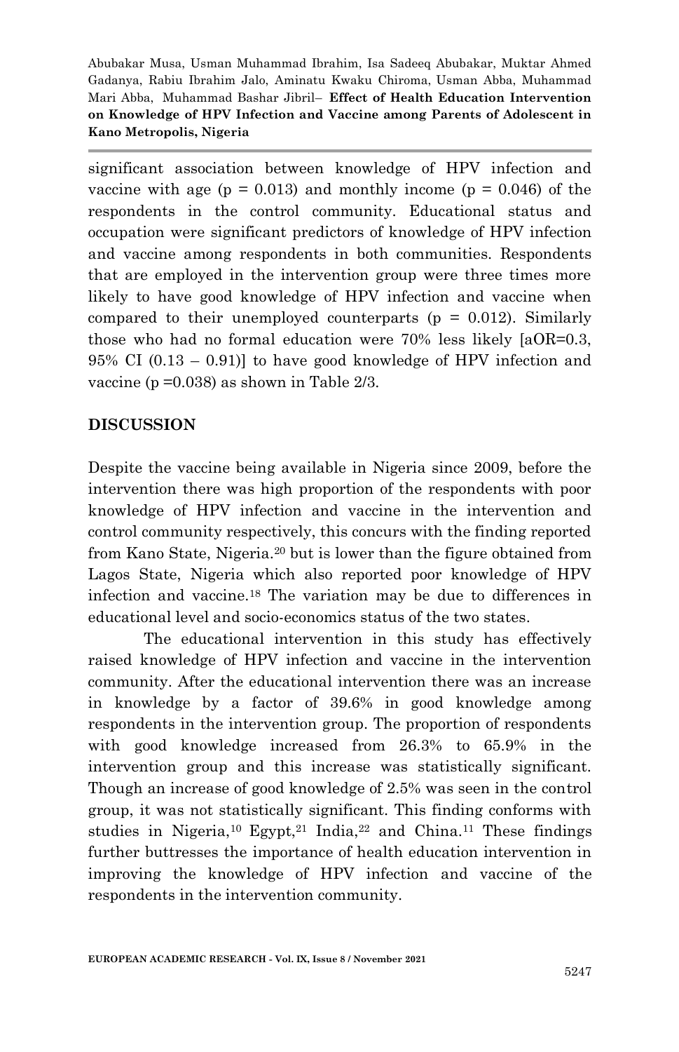significant association between knowledge of HPV infection and vaccine with age ($p = 0.013$) and monthly income ($p = 0.046$) of the respondents in the control community. Educational status and occupation were significant predictors of knowledge of HPV infection and vaccine among respondents in both communities. Respondents that are employed in the intervention group were three times more likely to have good knowledge of HPV infection and vaccine when compared to their unemployed counterparts ($p = 0.012$). Similarly those who had no formal education were 70% less likely [aOR=0.3, 95% CI (0.13 – 0.91)] to have good knowledge of HPV infection and vaccine ($p = 0.038$) as shown in Table 2/3.

## DISCUSSION

Despite the vaccine being available in Nigeria since 2009, before the intervention there was high proportion of the respondents with poor knowledge of HPV infection and vaccine in the intervention and control community respectively, this concurs with the finding reported from Kano State, Nigeria.[20] but is lower than the figure obtained from Lagos State, Nigeria which also reported poor knowledge of HPV infection and vaccine.[18] The variation may be due to differences in educational level and socio-economics status of the two states.

The educational intervention in this study has effectively raised knowledge of HPV infection and vaccine in the intervention community. After the educational intervention there was an increase in knowledge by a factor of 39.6% in good knowledge among respondents in the intervention group. The proportion of respondents with good knowledge increased from 26.3% to 65.9% in the intervention group and this increase was statistically significant. Though an increase of good knowledge of 2.5% was seen in the control group, it was not statistically significant. This finding conforms with studies in Nigeria,[10] Egypt,[21] India,[22] and China.[11] These findings further buttresses the importance of health education intervention in improving the knowledge of HPV infection and vaccine of the respondents in the intervention community.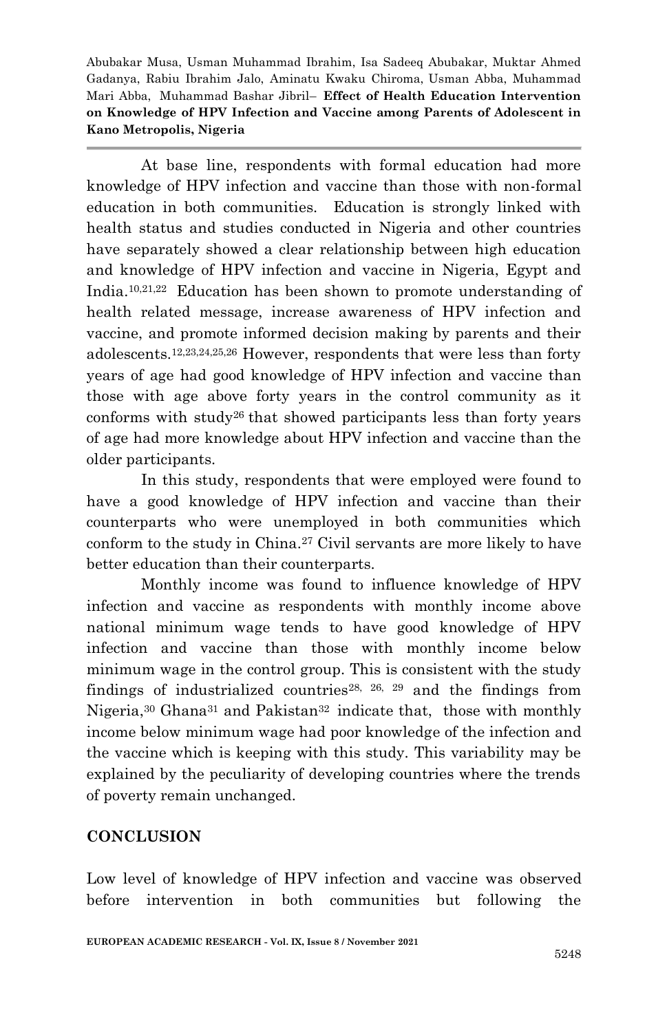At base line, respondents with formal education had more knowledge of HPV infection and vaccine than those with non-formal education in both communities. Education is strongly linked with health status and studies conducted in Nigeria and other countries have separately showed a clear relationship between high education and knowledge of HPV infection and vaccine in Nigeria, Egypt and India.[10,21,22] Education has been shown to promote understanding of health related message, increase awareness of HPV infection and vaccine, and promote informed decision making by parents and their adolescents.[12,23,24,25,26] However, respondents that were less than forty years of age had good knowledge of HPV infection and vaccine than those with age above forty years in the control community as it conforms with study[26] that showed participants less than forty years of age had more knowledge about HPV infection and vaccine than the older participants.

In this study, respondents that were employed were found to have a good knowledge of HPV infection and vaccine than their counterparts who were unemployed in both communities which conform to the study in China.[27] Civil servants are more likely to have better education than their counterparts.

Monthly income was found to influence knowledge of HPV infection and vaccine as respondents with monthly income above national minimum wage tends to have good knowledge of HPV infection and vaccine than those with monthly income below minimum wage in the control group. This is consistent with the study findings of industrialized countries[28, 26, 29] and the findings from Nigeria,[30] Ghana[31] and Pakistan[32] indicate that, those with monthly income below minimum wage had poor knowledge of the infection and the vaccine which is keeping with this study. This variability may be explained by the peculiarity of developing countries where the trends of poverty remain unchanged.

## CONCLUSION

Low level of knowledge of HPV infection and vaccine was observed before intervention in both communities but following the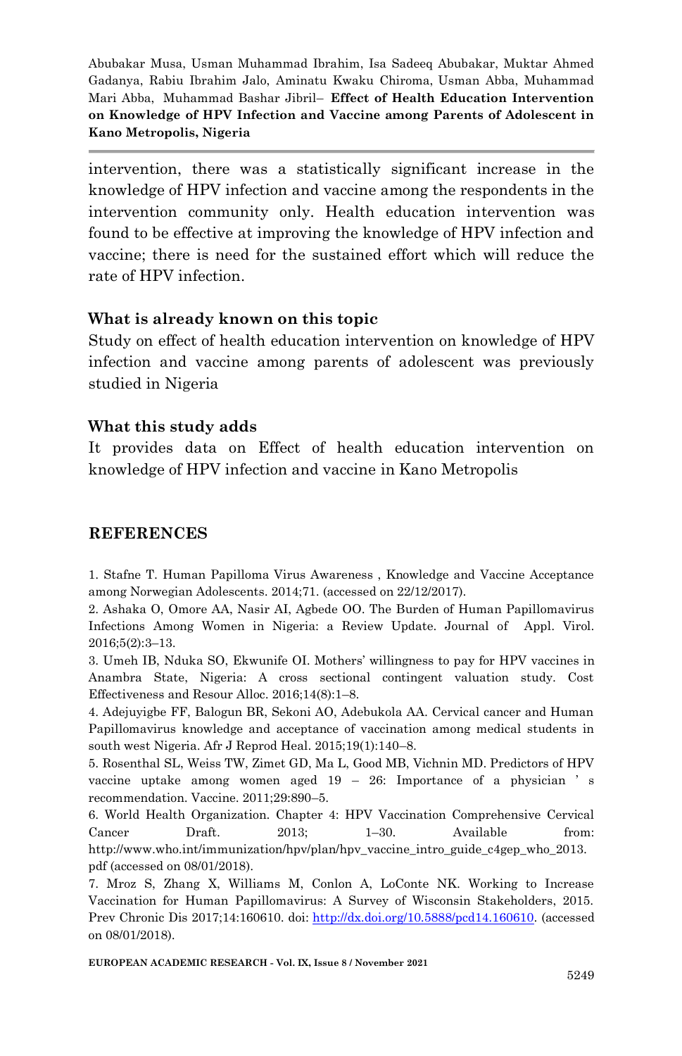intervention, there was a statistically significant increase in the knowledge of HPV infection and vaccine among the respondents in the intervention community only. Health education intervention was found to be effective at improving the knowledge of HPV infection and vaccine; there is need for the sustained effort which will reduce the rate of HPV infection.

### What is already known on this topic

Study on effect of health education intervention on knowledge of HPV infection and vaccine among parents of adolescent was previously studied in Nigeria

### What this study adds

It provides data on Effect of health education intervention on knowledge of HPV infection and vaccine in Kano Metropolis

## REFERENCES

1. Stafne T. Human Papilloma Virus Awareness , Knowledge and Vaccine Acceptance among Norwegian Adolescents. 2014;71. (accessed on 22/12/2017).
2. Ashaka O, Omore AA, Nasir AI, Agbede OO. The Burden of Human Papillomavirus Infections Among Women in Nigeria: a Review Update. Journal of Appl. Virol. 2016;5(2):3–13.
3. Umeh IB, Nduka SO, Ekwunife OI. Mothers' willingness to pay for HPV vaccines in Anambra State, Nigeria: A cross sectional contingent valuation study. Cost Effectiveness and Resour Alloc. 2016;14(8):1–8.
4. Adejuyigbe FF, Balogun BR, Sekoni AO, Adebukola AA. Cervical cancer and Human Papillomavirus knowledge and acceptance of vaccination among medical students in south west Nigeria. Afr J Reprod Heal. 2015;19(1):140–8.
5. Rosenthal SL, Weiss TW, Zimet GD, Ma L, Good MB, Vichnin MD. Predictors of HPV vaccine uptake among women aged 19 – 26: Importance of a physician ' s recommendation. Vaccine. 2011;29:890–5.
6. World Health Organization. Chapter 4: HPV Vaccination Comprehensive Cervical Cancer Draft. 2013; 1–30. Available from: http://www.who.int/immunization/hpv/plan/hpv_vaccine_intro_guide_c4gep_who_2013.pdf (accessed on 08/01/2018).
7. Mroz S, Zhang X, Williams M, Conlon A, LoConte NK. Working to Increase Vaccination for Human Papillomavirus: A Survey of Wisconsin Stakeholders, 2015. Prev Chronic Dis 2017;14:160610. doi: http://dx.doi.org/10.5888/pcd14.160610. (accessed on 08/01/2018).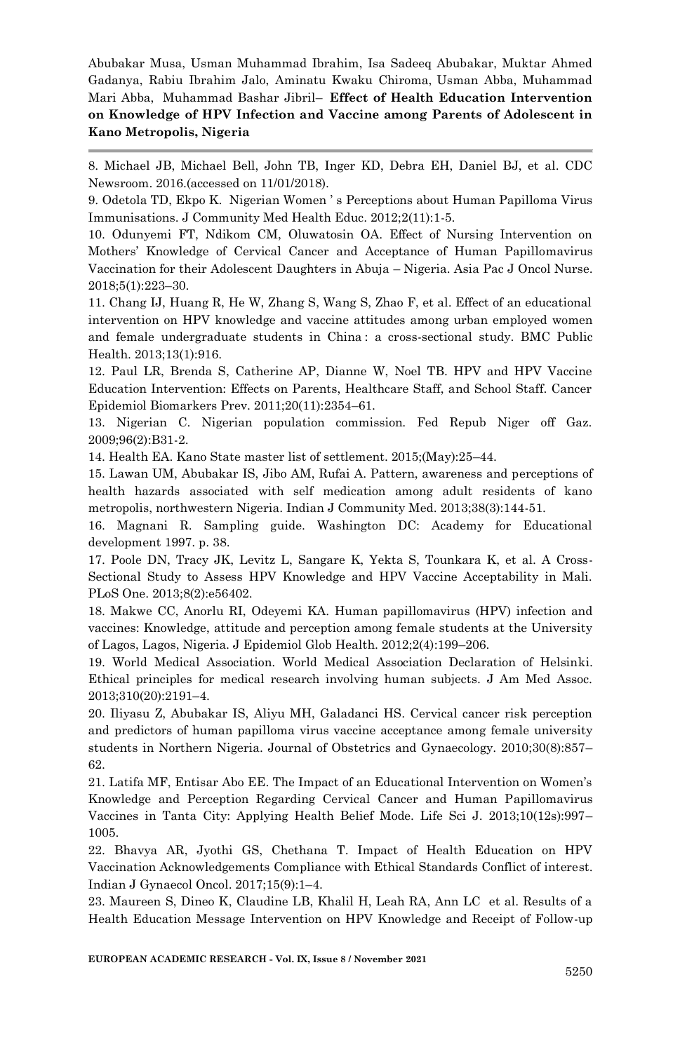8. Michael JB, Michael Bell, John TB, Inger KD, Debra EH, Daniel BJ, et al. CDC Newsroom. 2016.(accessed on 11/01/2018).

9. Odetola TD, Ekpo K. Nigerian Women ' s Perceptions about Human Papilloma Virus Immunisations. J Community Med Health Educ. 2012;2(11):1-5.

10. Odunyemi FT, Ndikom CM, Oluwatosin OA. Effect of Nursing Intervention on Mothers' Knowledge of Cervical Cancer and Acceptance of Human Papillomavirus Vaccination for their Adolescent Daughters in Abuja – Nigeria. Asia Pac J Oncol Nurse. 2018;5(1):223–30.

11. Chang IJ, Huang R, He W, Zhang S, Wang S, Zhao F, et al. Effect of an educational intervention on HPV knowledge and vaccine attitudes among urban employed women and female undergraduate students in China : a cross-sectional study. BMC Public Health. 2013;13(1):916.

12. Paul LR, Brenda S, Catherine AP, Dianne W, Noel TB. HPV and HPV Vaccine Education Intervention: Effects on Parents, Healthcare Staff, and School Staff. Cancer Epidemiol Biomarkers Prev. 2011;20(11):2354–61.

13. Nigerian C. Nigerian population commission. Fed Repub Niger off Gaz. 2009;96(2):B31-2.

14. Health EA. Kano State master list of settlement. 2015;(May):25–44.

15. Lawan UM, Abubakar IS, Jibo AM, Rufai A. Pattern, awareness and perceptions of health hazards associated with self medication among adult residents of kano metropolis, northwestern Nigeria. Indian J Community Med. 2013;38(3):144-51.

16. Magnani R. Sampling guide. Washington DC: Academy for Educational development 1997. p. 38.

17. Poole DN, Tracy JK, Levitz L, Sangare K, Yekta S, Tounkara K, et al. A Cross-Sectional Study to Assess HPV Knowledge and HPV Vaccine Acceptability in Mali. PLoS One. 2013;8(2):e56402.

18. Makwe CC, Anorlu RI, Odeyemi KA. Human papillomavirus (HPV) infection and vaccines: Knowledge, attitude and perception among female students at the University of Lagos, Lagos, Nigeria. J Epidemiol Glob Health. 2012;2(4):199–206.

19. World Medical Association. World Medical Association Declaration of Helsinki. Ethical principles for medical research involving human subjects. J Am Med Assoc. 2013;310(20):2191–4.

20. Iliyasu Z, Abubakar IS, Aliyu MH, Galadanci HS. Cervical cancer risk perception and predictors of human papilloma virus vaccine acceptance among female university students in Northern Nigeria. Journal of Obstetrics and Gynaecology. 2010;30(8):857–62.

21. Latifa MF, Entisar Abo EE. The Impact of an Educational Intervention on Women's Knowledge and Perception Regarding Cervical Cancer and Human Papillomavirus Vaccines in Tanta City: Applying Health Belief Mode. Life Sci J. 2013;10(12s):997–1005.

22. Bhavya AR, Jyothi GS, Chethana T. Impact of Health Education on HPV Vaccination Acknowledgements Compliance with Ethical Standards Conflict of interest. Indian J Gynaecol Oncol. 2017;15(9):1–4.

23. Maureen S, Dineo K, Claudine LB, Khalil H, Leah RA, Ann LC et al. Results of a Health Education Message Intervention on HPV Knowledge and Receipt of Follow-up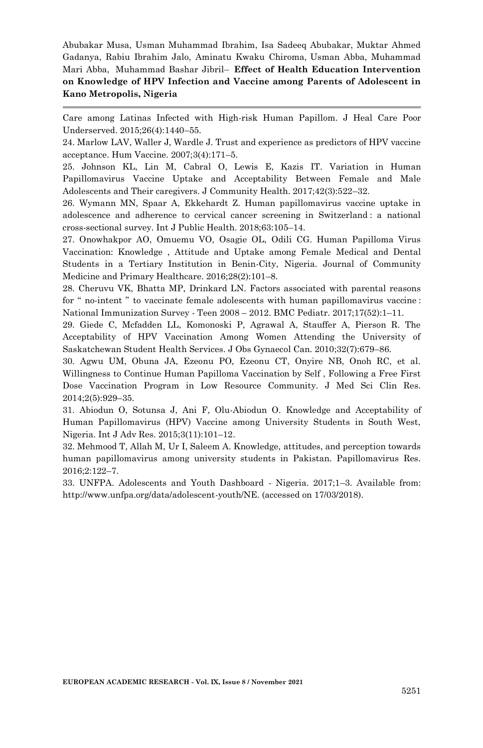Care among Latinas Infected with High-risk Human Papillom. J Heal Care Poor Underserved. 2015;26(4):1440–55.

24. Marlow LAV, Waller J, Wardle J. Trust and experience as predictors of HPV vaccine acceptance. Hum Vaccine. 2007;3(4):171–5.

25. Johnson KL, Lin M, Cabral O, Lewis E, Kazis IT. Variation in Human Papillomavirus Vaccine Uptake and Acceptability Between Female and Male Adolescents and Their caregivers. J Community Health. 2017;42(3):522–32.

26. Wymann MN, Spaar A, Ekkehardt Z. Human papillomavirus vaccine uptake in adolescence and adherence to cervical cancer screening in Switzerland : a national cross-sectional survey. Int J Public Health. 2018;63:105–14.

27. Onowhakpor AO, Omuemu VO, Osagie OL, Odili CG. Human Papilloma Virus Vaccination: Knowledge , Attitude and Uptake among Female Medical and Dental Students in a Tertiary Institution in Benin-City, Nigeria. Journal of Community Medicine and Primary Healthcare. 2016;28(2):101–8.

28. Cheruvu VK, Bhatta MP, Drinkard LN. Factors associated with parental reasons for " no-intent " to vaccinate female adolescents with human papillomavirus vaccine : National Immunization Survey - Teen 2008 – 2012. BMC Pediatr. 2017;17(52):1–11.

29. Giede C, Mcfadden LL, Komonoski P, Agrawal A, Stauffer A, Pierson R. The Acceptability of HPV Vaccination Among Women Attending the University of Saskatchewan Student Health Services. J Obs Gynaecol Can. 2010;32(7):679–86.

30. Agwu UM, Obuna JA, Ezeonu PO, Ezeonu CT, Onyire NB, Onoh RC, et al. Willingness to Continue Human Papilloma Vaccination by Self , Following a Free First Dose Vaccination Program in Low Resource Community. J Med Sci Clin Res. 2014;2(5):929–35.

31. Abiodun O, Sotunsa J, Ani F, Olu-Abiodun O. Knowledge and Acceptability of Human Papillomavirus (HPV) Vaccine among University Students in South West, Nigeria. Int J Adv Res. 2015;3(11):101–12.

32. Mehmood T, Allah M, Ur I, Saleem A. Knowledge, attitudes, and perception towards human papillomavirus among university students in Pakistan. Papillomavirus Res. 2016;2:122–7.

33. UNFPA. Adolescents and Youth Dashboard - Nigeria. 2017;1–3. Available from: http://www.unfpa.org/data/adolescent-youth/NE. (accessed on 17/03/2018).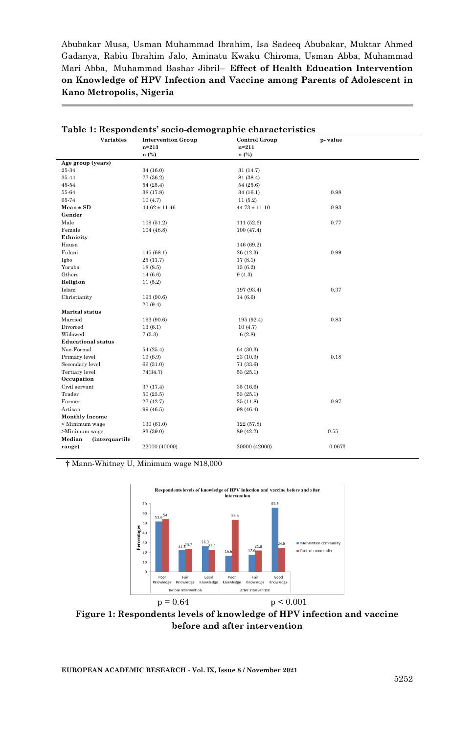**Table 1: Respondents' socio-demographic characteristics**

| Variables | Intervention Group n=213 n (%) | Control Group n=211 n (%) | p- value |
|---|---|---|---|
| **Age group (years)** | | | |
| 25-34 | 34 (16.0) | 31 (14.7) | |
| 35-44 | 77 (36.2) | 81 (38.4) | |
| 45-54 | 54 (25.4) | 54 (25.6) | |
| 55-64 | 38 (17.8) | 34 (16.1) | 0.98 |
| 65-74 | 10 (4.7) | 11 (5.2) | |
| **Mean ± SD** | 44.62 ± 11.46 | 44.73 ± 11.10 | 0.93 |
| **Gender** | | | |
| Male | 109 (51.2) | 111 (52.6) | 0.77 |
| Female | 104 (48.8) | 100 (47.4) | |
| **Ethnicity** | | | |
| Hausa | | 146 (69.2) | |
| Fulani | 145 (68.1) | 26 (12.3) | 0.99 |
| Igbo | 25 (11.7) | 17 (8.1) | |
| Yoruba | 18 (8.5) | 13 (6.2) | |
| Others | 14 (6.6) | 9 (4.3) | |
| **Religion** | 11 (5.2) | | |
| Islam | | 197 (93.4) | 0.37 |
| Christianity | 193 (90.6) | 14 (6.6) | |
| | 20 (9.4) | | |
| **Marital status** | | | |
| Married | 193 (90.6) | 195 (92.4) | 0.83 |
| Divorced | 13 (6.1) | 10 (4.7) | |
| Widowed | 7 (3.3) | 6 (2.8) | |
| **Educational status** | | | |
| Non-Formal | 54 (25.4) | 64 (30.3) | |
| Primary level | 19 (8.9) | 23 (10.9) | 0.18 |
| Secondary level | 66 (31.0) | 71 (33.6) | |
| Tertiary level | 74(34.7) | 53 (25.1) | |
| **Occupation** | | | |
| Civil servant | 37 (17.4) | 35 (16.6) | |
| Trader | 50 (23.5) | 53 (25.1) | |
| Farmer | 27 (12.7) | 25 (11.8) | 0.97 |
| Artisan | 99 (46.5) | 98 (46.4) | |
| **Monthly Income** | | | |
| < Minimum wage | 130 (61.0) | 122 (57.8) | |
| >Minimum wage | 83 (39.0) | 89 (42.2) | 0.55 |
| **Median (interquartile range)** | 22000 (40000) | 20000 (42000) | 0.067† |

† Mann-Whitney U, Minimum wage ₦18,000

$p = 0.64$ $p < 0.001$

**Figure 1: Respondents levels of knowledge of HPV infection and vaccine before and after intervention**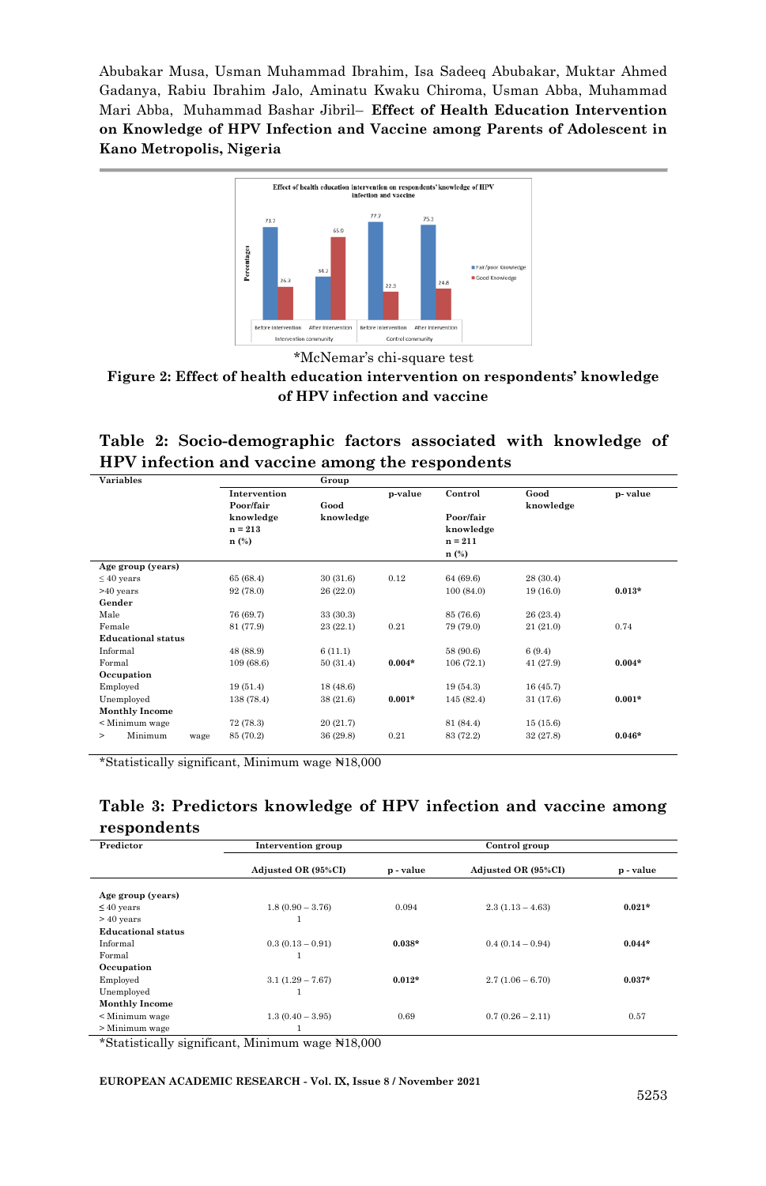Effect of health education intervention on respondents' knowledge of HPV infection and vaccine

Percentages

73.7
26.3
34.2
65.8
77.7
22.3
75.3
24.8

Before intervention
After intervention
Before intervention
After intervention

Intervention community
Control community

Fair/poor Knowledge
Good Knowledge

*McNemar's chi-square test

**Figure 2: Effect of health education intervention on respondents' knowledge of HPV infection and vaccine**

## Table 2: Socio-demographic factors associated with knowledge of HPV infection and vaccine among the respondents

| Variables | Group | | | | | |
|---|---|---|---|---|---|---|
| | Intervention Poor/fair knowledge n = 213 n (%) | Good knowledge | p-value | Control Poor/fair knowledge n = 211 n (%) | Good knowledge | p- value |
| **Age group (years)** | | | | | | |
| ≤ 40 years | 65 (68.4) | 30 (31.6) | 0.12 | 64 (69.6) | 28 (30.4) | |
| >40 years | 92 (78.0) | 26 (22.0) | | 100 (84.0) | 19 (16.0) | **0.013*** |
| **Gender** | | | | | | |
| Male | 76 (69.7) | 33 (30.3) | | 85 (76.6) | 26 (23.4) | |
| Female | 81 (77.9) | 23 (22.1) | 0.21 | 79 (79.0) | 21 (21.0) | 0.74 |
| **Educational status** | | | | | | |
| Informal | 48 (88.9) | 6 (11.1) | | 58 (90.6) | 6 (9.4) | |
| Formal | 109 (68.6) | 50 (31.4) | **0.004*** | 106 (72.1) | 41 (27.9) | **0.004*** |
| **Occupation** | | | | | | |
| Employed | 19 (51.4) | 18 (48.6) | | 19 (54.3) | 16 (45.7) | |
| Unemployed | 138 (78.4) | 38 (21.6) | **0.001*** | 145 (82.4) | 31 (17.6) | **0.001*** |
| **Monthly Income** | | | | | | |
| < Minimum wage | 72 (78.3) | 20 (21.7) | | 81 (84.4) | 15 (15.6) | |
| > Minimum wage | 85 (70.2) | 36 (29.8) | 0.21 | 83 (72.2) | 32 (27.8) | **0.046*** |

*Statistically significant, Minimum wage ₦18,000

## Table 3: Predictors knowledge of HPV infection and vaccine among respondents

| Predictor | Intervention group | | Control group | |
|---|---|---|---|---|
| | Adjusted OR (95%CI) | p - value | Adjusted OR (95%CI) | p - value |
| **Age group (years)** | | | | |
| ≤ 40 years | 1.8 (0.90 – 3.76) | 0.094 | 2.3 (1.13 – 4.63) | **0.021*** |
| > 40 years | 1 | | | |
| **Educational status** | | | | |
| Informal | 0.3 (0.13 – 0.91) | **0.038*** | 0.4 (0.14 – 0.94) | **0.044*** |
| Formal | 1 | | | |
| **Occupation** | | | | |
| Employed | 3.1 (1.29 – 7.67) | **0.012*** | 2.7 (1.06 – 6.70) | **0.037*** |
| Unemployed | 1 | | | |
| **Monthly Income** | | | | |
| < Minimum wage | 1.3 (0.40 – 3.95) | 0.69 | 0.7 (0.26 – 2.11) | 0.57 |
| > Minimum wage | 1 | | | |

*Statistically significant, Minimum wage ₦18,000